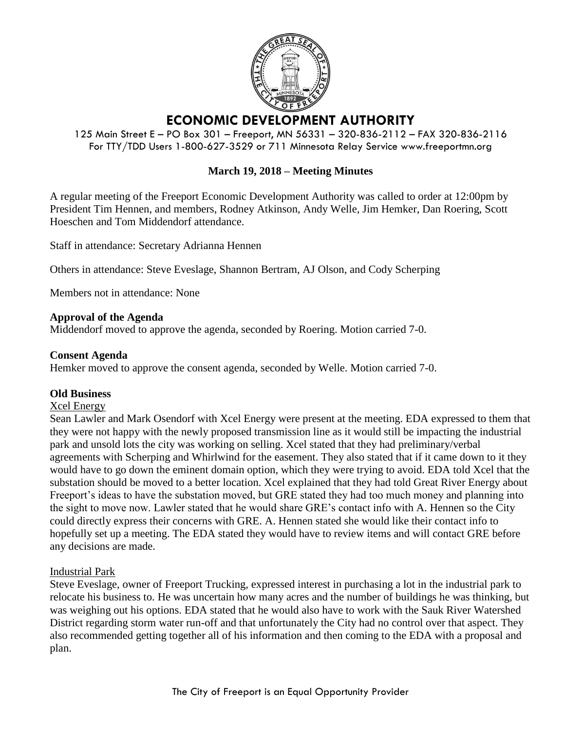# ECONOMIC DEVELOPMENT AUTHORITY

125 Main Street E – PO Box 301 – Freeport, MN 56331 – 320-836-2112 – FAX 320-836-2116
For TTY/TDD Users 1-800-627-3529 or 711 Minnesota Relay Service www.freeportmn.org

**March 19, 2018 – Meeting Minutes**

A regular meeting of the Freeport Economic Development Authority was called to order at 12:00pm by President Tim Hennen, and members, Rodney Atkinson, Andy Welle, Jim Hemker, Dan Roering, Scott Hoeschen and Tom Middendorf attendance.

Staff in attendance: Secretary Adrianna Hennen

Others in attendance: Steve Eveslage, Shannon Bertram, AJ Olson, and Cody Scherping

Members not in attendance: None

**Approval of the Agenda**

Middendorf moved to approve the agenda, seconded by Roering. Motion carried 7-0.

**Consent Agenda**

Hemker moved to approve the consent agenda, seconded by Welle. Motion carried 7-0.

**Old Business**

Xcel Energy

Sean Lawler and Mark Osendorf with Xcel Energy were present at the meeting. EDA expressed to them that they were not happy with the newly proposed transmission line as it would still be impacting the industrial park and unsold lots the city was working on selling. Xcel stated that they had preliminary/verbal agreements with Scherping and Whirlwind for the easement. They also stated that if it came down to it they would have to go down the eminent domain option, which they were trying to avoid. EDA told Xcel that the substation should be moved to a better location. Xcel explained that they had told Great River Energy about Freeport's ideas to have the substation moved, but GRE stated they had too much money and planning into the sight to move now. Lawler stated that he would share GRE's contact info with A. Hennen so the City could directly express their concerns with GRE. A. Hennen stated she would like their contact info to hopefully set up a meeting. The EDA stated they would have to review items and will contact GRE before any decisions are made.

Industrial Park

Steve Eveslage, owner of Freeport Trucking, expressed interest in purchasing a lot in the industrial park to relocate his business to. He was uncertain how many acres and the number of buildings he was thinking, but was weighing out his options. EDA stated that he would also have to work with the Sauk River Watershed District regarding storm water run-off and that unfortunately the City had no control over that aspect. They also recommended getting together all of his information and then coming to the EDA with a proposal and plan.

The City of Freeport is an Equal Opportunity Provider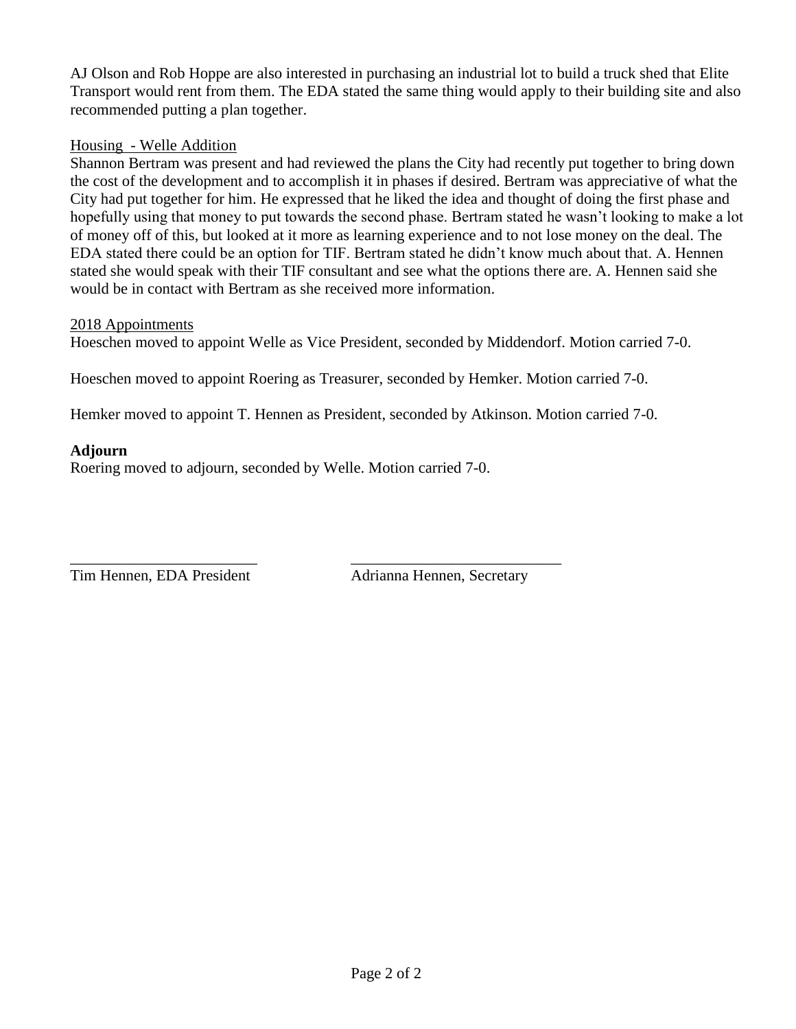AJ Olson and Rob Hoppe are also interested in purchasing an industrial lot to build a truck shed that Elite Transport would rent from them. The EDA stated the same thing would apply to their building site and also recommended putting a plan together.

Housing - Welle Addition

Shannon Bertram was present and had reviewed the plans the City had recently put together to bring down the cost of the development and to accomplish it in phases if desired. Bertram was appreciative of what the City had put together for him. He expressed that he liked the idea and thought of doing the first phase and hopefully using that money to put towards the second phase. Bertram stated he wasn't looking to make a lot of money off of this, but looked at it more as learning experience and to not lose money on the deal. The EDA stated there could be an option for TIF. Bertram stated he didn't know much about that. A. Hennen stated she would speak with their TIF consultant and see what the options there are. A. Hennen said she would be in contact with Bertram as she received more information.

2018 Appointments

Hoeschen moved to appoint Welle as Vice President, seconded by Middendorf. Motion carried 7-0.

Hoeschen moved to appoint Roering as Treasurer, seconded by Hemker. Motion carried 7-0.

Hemker moved to appoint T. Hennen as President, seconded by Atkinson. Motion carried 7-0.

**Adjourn**

Roering moved to adjourn, seconded by Welle. Motion carried 7-0.

________________________ ___________________________

Tim Hennen, EDA President Adrianna Hennen, Secretary